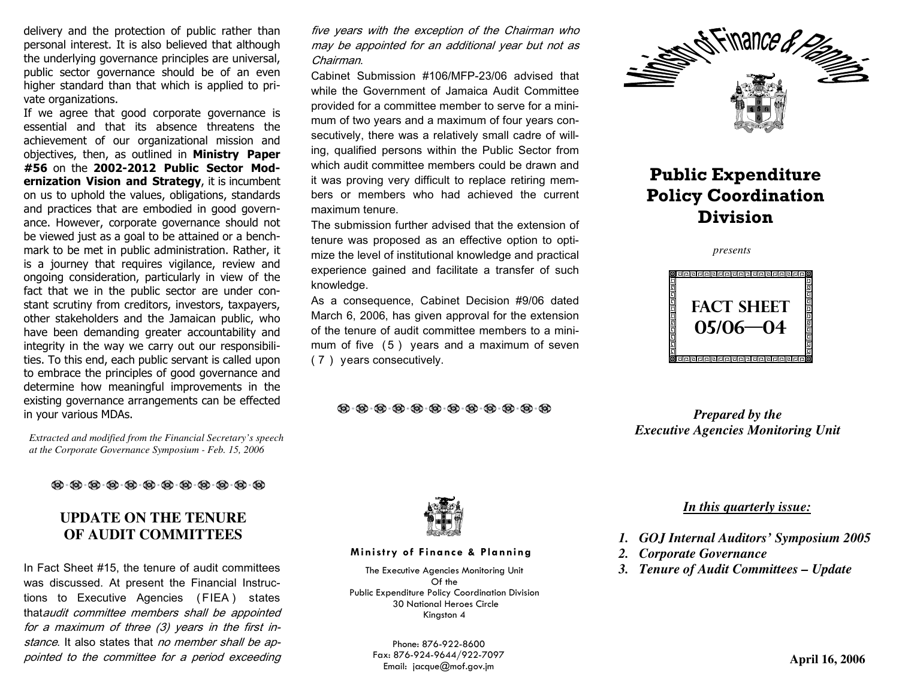delivery and the protection of public rather than personal interest. It is also believed that although the underlying governance principles are universal, public sector governance should be of an even higher standard than that which is applied to private organizations.

If we agree that good corporate governance is essential and that its absence threatens the achievement of our organizational mission and objectives, then, as outlined in **Ministry Paper #56** on the **2002-2012 Public Sector Modernization Vision and Strategy**, it is incumbent on us to uphold the values, obligations, standards and practices that are embodied in good governance. However, corporate governance should not be viewed just as a goal to be attained or a benchmark to be met in public administration. Rather, it is a journey that requires vigilance, review and ongoing consideration, particularly in view of the fact that we in the public sector are under constant scrutiny from creditors, investors, taxpayers, other stakeholders and the Jamaican public, who have been demanding greater accountability and integrity in the way we carry out our responsibilities. To this end, each public servant is called upon to embrace the principles of good governance and determine how meaningful improvements in the existing governance arrangements can be effected in your various MDAs.

*Extracted and modified from the Financial Secretary's speech at the Corporate Governance Symposium - Feb. 15, 2006*

## UPDATE ON THE TENURE OF AUDIT COMMITTEES

In Fact Sheet #15, the tenure of audit committees was discussed. At present the Financial Instructions to Executive Agencies (FIEA) states that *audit committee members shall be appointed for a maximum of three (3) years in the first instance*. It also states that *no member shall be appointed to the committee for a period exceeding five years with the exception of the Chairman who may be appointed for an additional year but not as Chairman.*

Cabinet Submission #106/MFP-23/06 advised that while the Government of Jamaica Audit Committee provided for a committee member to serve for a minimum of two years and a maximum of four years consecutively, there was a relatively small cadre of willing, qualified persons within the Public Sector from which audit committee members could be drawn and it was proving very difficult to replace retiring members or members who had achieved the current maximum tenure.

The submission further advised that the extension of tenure was proposed as an effective option to optimize the level of institutional knowledge and practical experience gained and facilitate a transfer of such knowledge.

As a consequence, Cabinet Decision #9/06 dated March 6, 2006, has given approval for the extension of the tenure of audit committee members to a minimum of five (5) years and a maximum of seven (7) years consecutively.

**Ministry of Finance & Planning**

The Executive Agencies Monitoring Unit
Of the
Public Expenditure Policy Coordination Division
30 National Heroes Circle
Kingston 4

Phone: 876-922-8600
Fax: 876-924-9644/922-7097
Email: jacque@mof.gov.jm

Ministry of Finance & Planning

# Public Expenditure Policy Coordination Division

*presents*

**FACT SHEET 05/06—04**

***Prepared by the Executive Agencies Monitoring Unit***

***In this quarterly issue:***

1. ***GOJ Internal Auditors' Symposium 2005***
2. ***Corporate Governance***
3. ***Tenure of Audit Committees – Update***

**April 16, 2006**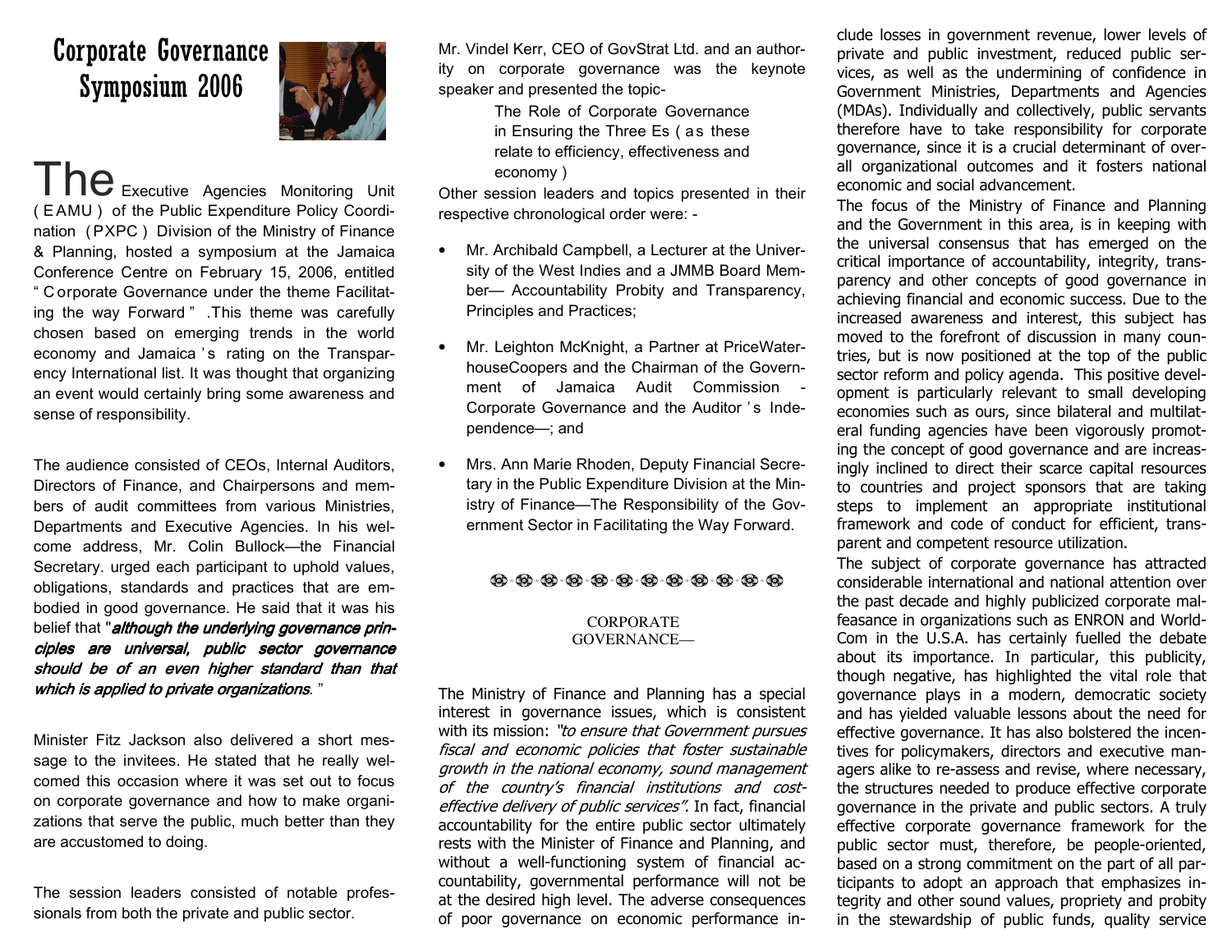# Corporate Governance Symposium 2006

The Executive Agencies Monitoring Unit (EAMU) of the Public Expenditure Policy Coordination (PXPC) Division of the Ministry of Finance & Planning, hosted a symposium at the Jamaica Conference Centre on February 15, 2006, entitled "Corporate Governance under the theme Facilitating the way Forward". This theme was carefully chosen based on emerging trends in the world economy and Jamaica's rating on the Transparency International list. It was thought that organizing an event would certainly bring some awareness and sense of responsibility.

The audience consisted of CEOs, Internal Auditors, Directors of Finance, and Chairpersons and members of audit committees from various Ministries, Departments and Executive Agencies. In his welcome address, Mr. Colin Bullock—the Financial Secretary. urged each participant to uphold values, obligations, standards and practices that are embodied in good governance. He said that it was his belief that "***although the underlying governance principles are universal, public sector governance should be of an even higher standard than that which is applied to private organizations***."

Minister Fitz Jackson also delivered a short message to the invitees. He stated that he really welcomed this occasion where it was set out to focus on corporate governance and how to make organizations that serve the public, much better than they are accustomed to doing.

The session leaders consisted of notable professionals from both the private and public sector.

Mr. Vindel Kerr, CEO of GovStrat Ltd. and an authority on corporate governance was the keynote speaker and presented the topic-

> The Role of Corporate Governance in Ensuring the Three Es (as these relate to efficiency, effectiveness and economy)

Other session leaders and topics presented in their respective chronological order were: -

- Mr. Archibald Campbell, a Lecturer at the University of the West Indies and a JMMB Board Member— Accountability Probity and Transparency, Principles and Practices;
- Mr. Leighton McKnight, a Partner at PriceWaterhouseCoopers and the Chairman of the Government of Jamaica Audit Commission - Corporate Governance and the Auditor's Independence—; and
- Mrs. Ann Marie Rhoden, Deputy Financial Secretary in the Public Expenditure Division at the Ministry of Finance—The Responsibility of the Government Sector in Facilitating the Way Forward.

## CORPORATE GOVERNANCE—

The Ministry of Finance and Planning has a special interest in governance issues, which is consistent with its mission: *"to ensure that Government pursues fiscal and economic policies that foster sustainable growth in the national economy, sound management of the country's financial institutions and cost-effective delivery of public services".* In fact, financial accountability for the entire public sector ultimately rests with the Minister of Finance and Planning, and without a well-functioning system of financial accountability, governmental performance will not be at the desired high level. The adverse consequences of poor governance on economic performance include losses in government revenue, lower levels of private and public investment, reduced public services, as well as the undermining of confidence in Government Ministries, Departments and Agencies (MDAs). Individually and collectively, public servants therefore have to take responsibility for corporate governance, since it is a crucial determinant of overall organizational outcomes and it fosters national economic and social advancement.

The focus of the Ministry of Finance and Planning and the Government in this area, is in keeping with the universal consensus that has emerged on the critical importance of accountability, integrity, transparency and other concepts of good governance in achieving financial and economic success. Due to the increased awareness and interest, this subject has moved to the forefront of discussion in many countries, but is now positioned at the top of the public sector reform and policy agenda. This positive development is particularly relevant to small developing economies such as ours, since bilateral and multilateral funding agencies have been vigorously promoting the concept of good governance and are increasingly inclined to direct their scarce capital resources to countries and project sponsors that are taking steps to implement an appropriate institutional framework and code of conduct for efficient, transparent and competent resource utilization.

The subject of corporate governance has attracted considerable international and national attention over the past decade and highly publicized corporate malfeasance in organizations such as ENRON and WorldCom in the U.S.A. has certainly fuelled the debate about its importance. In particular, this publicity, though negative, has highlighted the vital role that governance plays in a modern, democratic society and has yielded valuable lessons about the need for effective governance. It has also bolstered the incentives for policymakers, directors and executive managers alike to re-assess and revise, where necessary, the structures needed to produce effective corporate governance in the private and public sectors. A truly effective corporate governance framework for the public sector must, therefore, be people-oriented, based on a strong commitment on the part of all participants to adopt an approach that emphasizes integrity and other sound values, propriety and probity in the stewardship of public funds, quality service